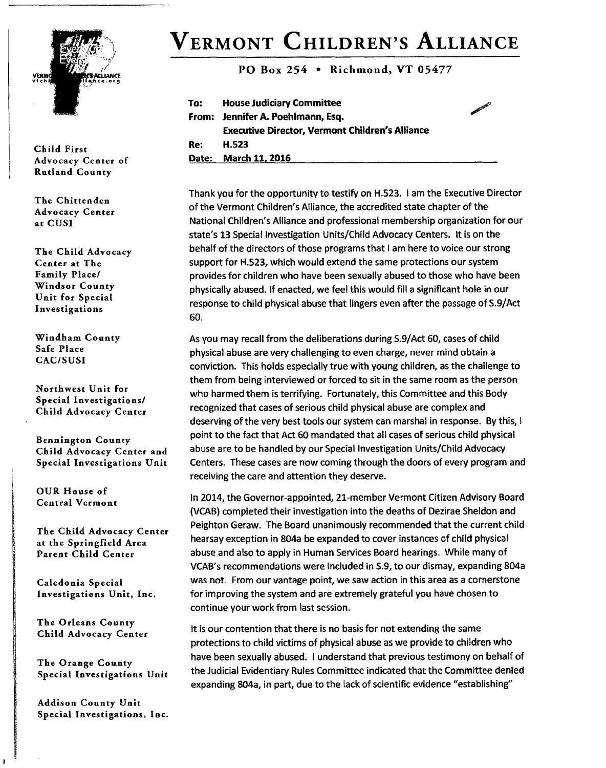# VERMONT CHILDREN'S ALLIANCE

**PO Box 254 • Richmond, VT 05477**

Child First Advocacy Center of Rutland County

The Chittenden Advocacy Center at CUSI

The Child Advocacy Center at The Family Place/ Windsor County Unit for Special Investigations

Windham County Safe Place CAC/SUSI

Northwest Unit for Special Investigations/ Child Advocacy Center

Bennington County Child Advocacy Center and Special Investigations Unit

OUR House of Central Vermont

The Child Advocacy Center at the Springfield Area Parent Child Center

Caledonia Special Investigations Unit, Inc.

The Orleans County Child Advocacy Center

The Orange County Special Investigations Unit

Addison County Unit Special Investigations, Inc.

**To:** **House Judiciary Committee**
**From:** **Jennifer A. Poehlmann, Esq.**
**Executive Director, Vermont Children's Alliance**
**Re:** **H.523**
**Date:** **March 11, 2016**

Thank you for the opportunity to testify on H.523. I am the Executive Director of the Vermont Children's Alliance, the accredited state chapter of the National Children's Alliance and professional membership organization for our state's 13 Special Investigation Units/Child Advocacy Centers. It is on the behalf of the directors of those programs that I am here to voice our strong support for H.523, which would extend the same protections our system provides for children who have been sexually abused to those who have been physically abused. If enacted, we feel this would fill a significant hole in our response to child physical abuse that lingers even after the passage of S.9/Act 60.

As you may recall from the deliberations during S.9/Act 60, cases of child physical abuse are very challenging to even charge, never mind obtain a conviction. This holds especially true with young children, as the challenge to them from being interviewed or forced to sit in the same room as the person who harmed them is terrifying. Fortunately, this Committee and this Body recognized that cases of serious child physical abuse are complex and deserving of the very best tools our system can marshal in response. By this, I point to the fact that Act 60 mandated that all cases of serious child physical abuse are to be handled by our Special Investigation Units/Child Advocacy Centers. These cases are now coming through the doors of every program and receiving the care and attention they deserve.

In 2014, the Governor-appointed, 21-member Vermont Citizen Advisory Board (VCAB) completed their investigation into the deaths of Dezirae Sheldon and Peighton Geraw. The Board unanimously recommended that the current child hearsay exception in 804a be expanded to cover instances of child physical abuse and also to apply in Human Services Board hearings. While many of VCAB's recommendations were included in S.9, to our dismay, expanding 804a was not. From our vantage point, we saw action in this area as a cornerstone for improving the system and are extremely grateful you have chosen to continue your work from last session.

It is our contention that there is no basis for not extending the same protections to child victims of physical abuse as we provide to children who have been sexually abused. I understand that previous testimony on behalf of the Judicial Evidentiary Rules Committee indicated that the Committee denied expanding 804a, in part, due to the lack of scientific evidence "establishing"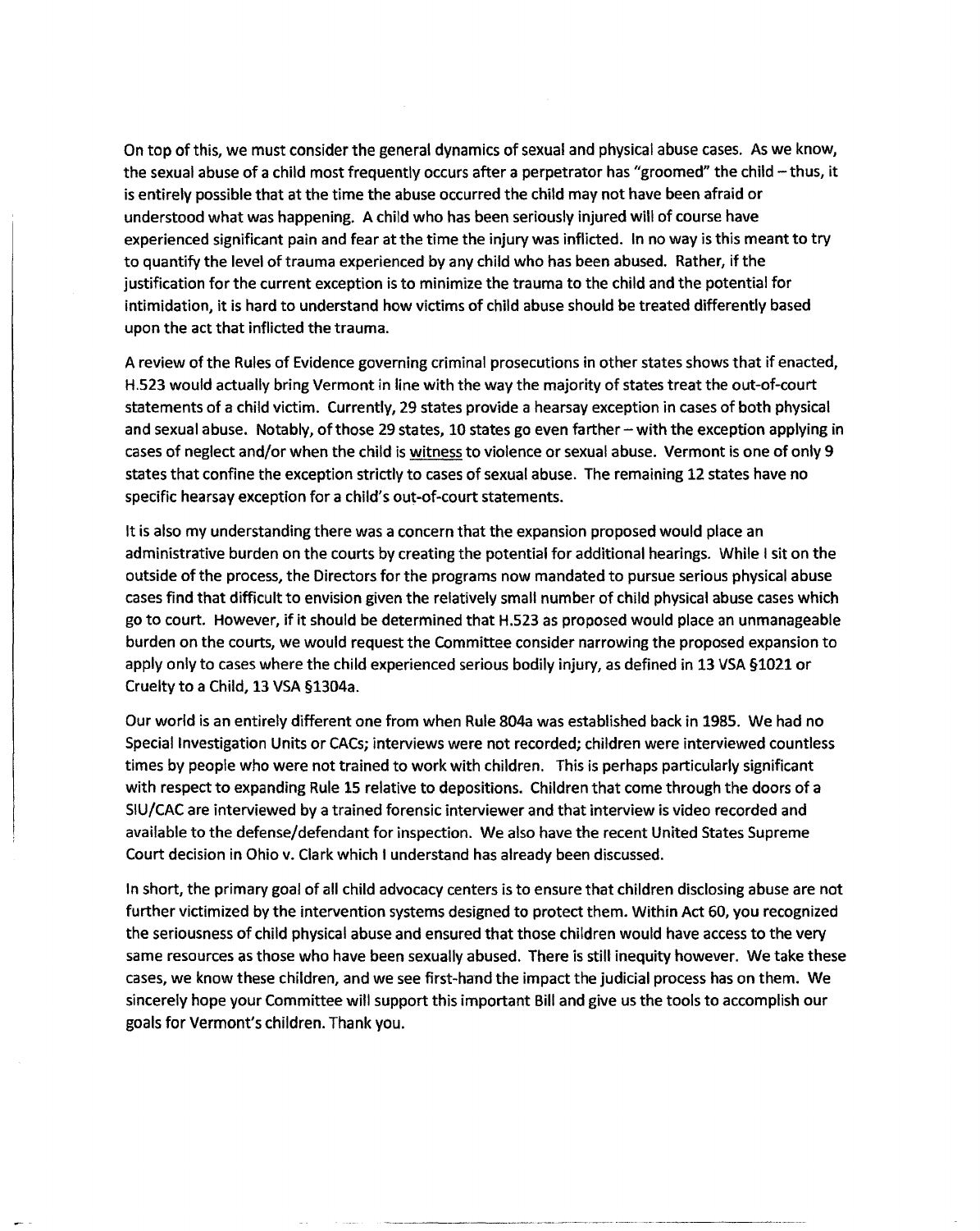On top of this, we must consider the general dynamics of sexual and physical abuse cases. As we know, the sexual abuse of a child most frequently occurs after a perpetrator has "groomed" the child – thus, it is entirely possible that at the time the abuse occurred the child may not have been afraid or understood what was happening. A child who has been seriously injured will of course have experienced significant pain and fear at the time the injury was inflicted. In no way is this meant to try to quantify the level of trauma experienced by any child who has been abused. Rather, if the justification for the current exception is to minimize the trauma to the child and the potential for intimidation, it is hard to understand how victims of child abuse should be treated differently based upon the act that inflicted the trauma.

A review of the Rules of Evidence governing criminal prosecutions in other states shows that if enacted, H.523 would actually bring Vermont in line with the way the majority of states treat the out-of-court statements of a child victim. Currently, 29 states provide a hearsay exception in cases of both physical and sexual abuse. Notably, of those 29 states, 10 states go even farther – with the exception applying in cases of neglect and/or when the child is <u>witness</u> to violence or sexual abuse. Vermont is one of only 9 states that confine the exception strictly to cases of sexual abuse. The remaining 12 states have no specific hearsay exception for a child's out-of-court statements.

It is also my understanding there was a concern that the expansion proposed would place an administrative burden on the courts by creating the potential for additional hearings. While I sit on the outside of the process, the Directors for the programs now mandated to pursue serious physical abuse cases find that difficult to envision given the relatively small number of child physical abuse cases which go to court. However, if it should be determined that H.523 as proposed would place an unmanageable burden on the courts, we would request the Committee consider narrowing the proposed expansion to apply only to cases where the child experienced serious bodily injury, as defined in 13 VSA §1021 or Cruelty to a Child, 13 VSA §1304a.

Our world is an entirely different one from when Rule 804a was established back in 1985. We had no Special Investigation Units or CACs; interviews were not recorded; children were interviewed countless times by people who were not trained to work with children. This is perhaps particularly significant with respect to expanding Rule 15 relative to depositions. Children that come through the doors of a SIU/CAC are interviewed by a trained forensic interviewer and that interview is video recorded and available to the defense/defendant for inspection. We also have the recent United States Supreme Court decision in Ohio v. Clark which I understand has already been discussed.

In short, the primary goal of all child advocacy centers is to ensure that children disclosing abuse are not further victimized by the intervention systems designed to protect them. Within Act 60, you recognized the seriousness of child physical abuse and ensured that those children would have access to the very same resources as those who have been sexually abused. There is still inequity however. We take these cases, we know these children, and we see first-hand the impact the judicial process has on them. We sincerely hope your Committee will support this important Bill and give us the tools to accomplish our goals for Vermont's children. Thank you.